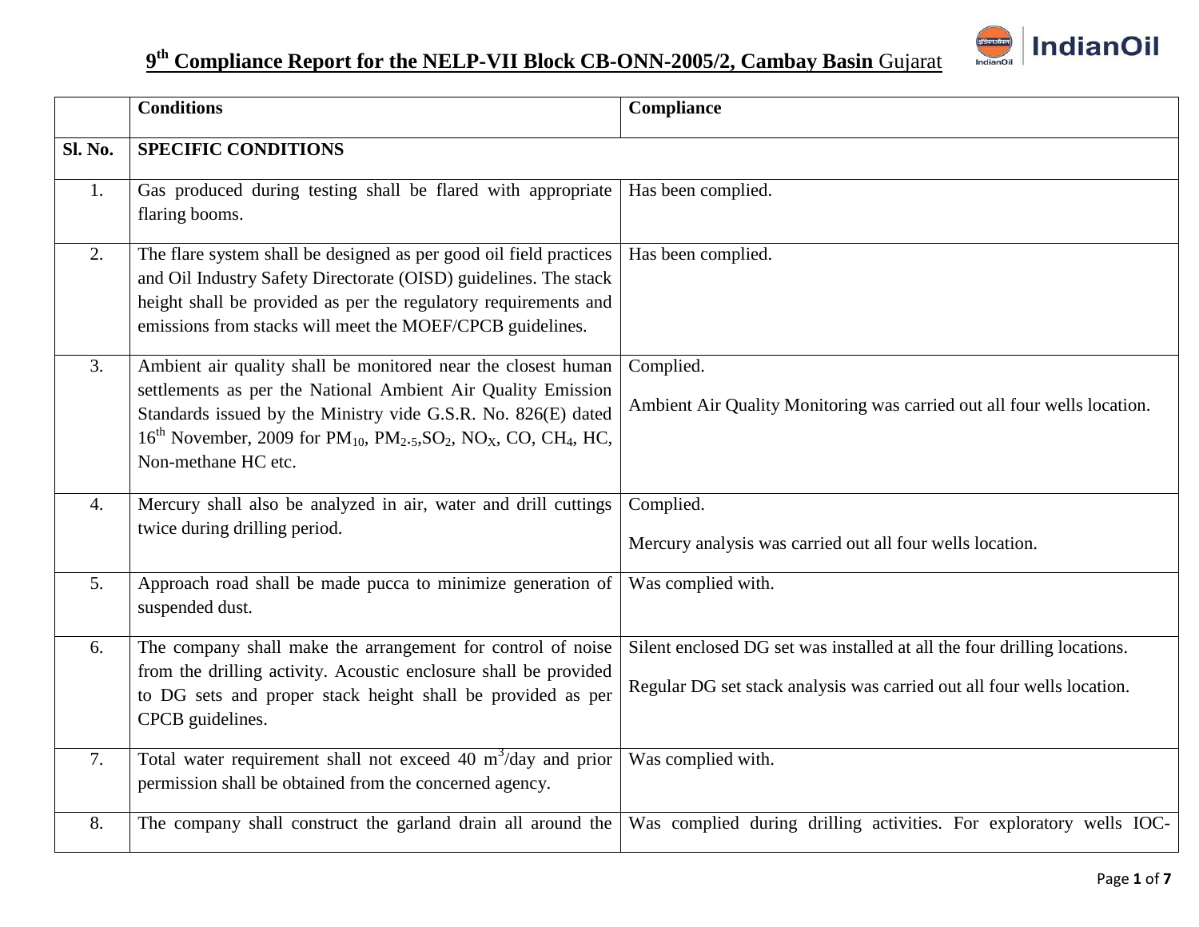# $9^{th}$ Compliance Report for the NELP-VII Block CB-ONN-2005/2, Cambay Basin Gujarat

| | Conditions | Compliance |
|---|---|---|
| Sl. No. | **SPECIFIC CONDITIONS** | |
| 1. | Gas produced during testing shall be flared with appropriate flaring booms. | Has been complied. |
| 2. | The flare system shall be designed as per good oil field practices and Oil Industry Safety Directorate (OISD) guidelines. The stack height shall be provided as per the regulatory requirements and emissions from stacks will meet the MOEF/CPCB guidelines. | Has been complied. |
| 3. | Ambient air quality shall be monitored near the closest human settlements as per the National Ambient Air Quality Emission Standards issued by the Ministry vide G.S.R. No. 826(E) dated $16^{th}$ November, 2009 for $PM_{10}$, $PM_{2.5}$, $SO_2$, $NO_X$, CO, $CH_4$, HC, Non-methane HC etc. | Complied.<br><br>Ambient Air Quality Monitoring was carried out all four wells location. |
| 4. | Mercury shall also be analyzed in air, water and drill cuttings twice during drilling period. | Complied.<br><br>Mercury analysis was carried out all four wells location. |
| 5. | Approach road shall be made pucca to minimize generation of suspended dust. | Was complied with. |
| 6. | The company shall make the arrangement for control of noise from the drilling activity. Acoustic enclosure shall be provided to DG sets and proper stack height shall be provided as per CPCB guidelines. | Silent enclosed DG set was installed at all the four drilling locations.<br><br>Regular DG set stack analysis was carried out all four wells location. |
| 7. | Total water requirement shall not exceed 40 $m^3$/day and prior permission shall be obtained from the concerned agency. | Was complied with. |
| 8. | The company shall construct the garland drain all around the | Was complied during drilling activities. For exploratory wells IOC- |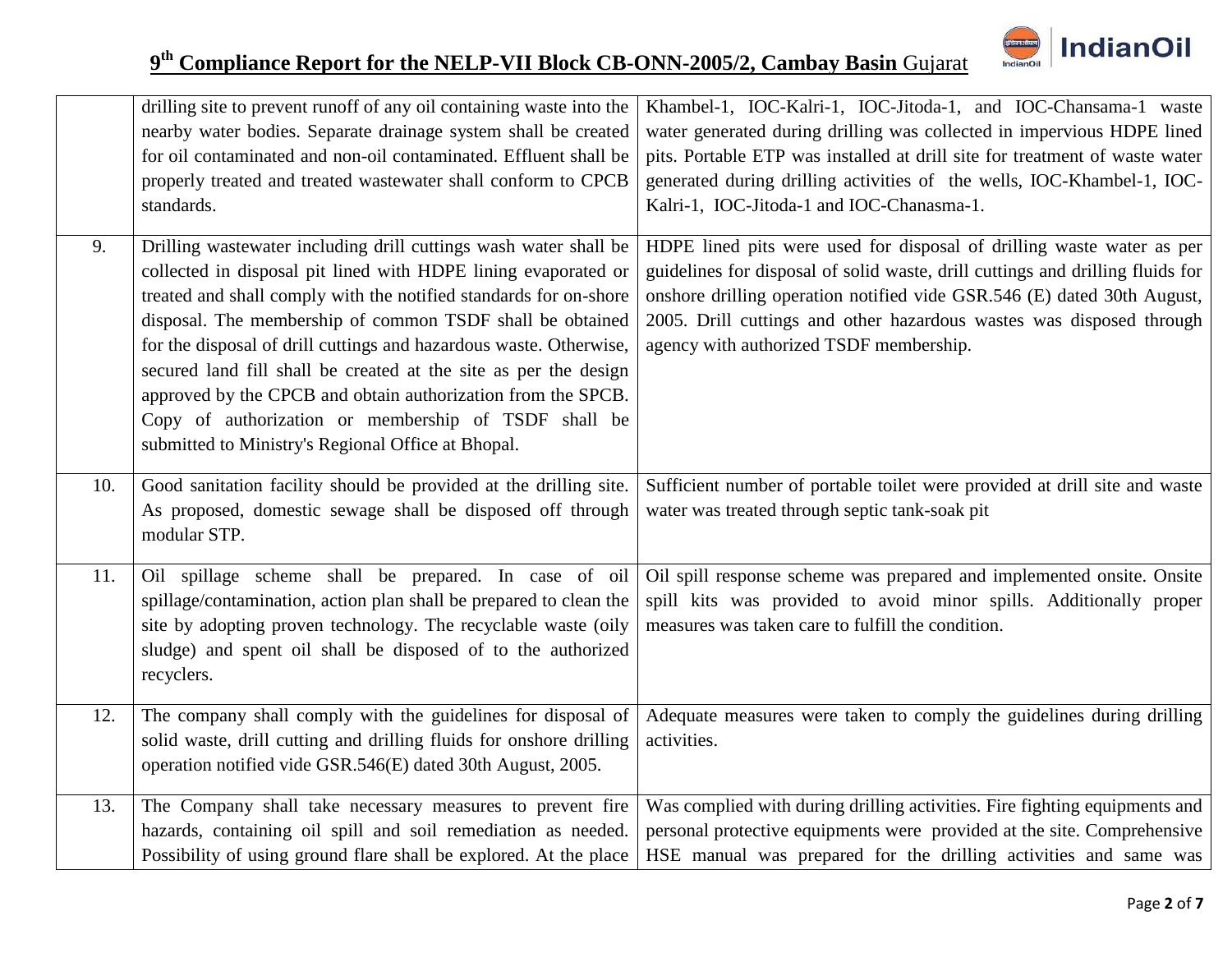| | | |
|---|---|---|
| | drilling site to prevent runoff of any oil containing waste into the nearby water bodies. Separate drainage system shall be created for oil contaminated and non-oil contaminated. Effluent shall be properly treated and treated wastewater shall conform to CPCB standards. | Khambel-1, IOC-Kalri-1, IOC-Jitoda-1, and IOC-Chansama-1 waste water generated during drilling was collected in impervious HDPE lined pits. Portable ETP was installed at drill site for treatment of waste water generated during drilling activities of the wells, IOC-Khambel-1, IOC-Kalri-1, IOC-Jitoda-1 and IOC-Chanasma-1. |
| 9. | Drilling wastewater including drill cuttings wash water shall be collected in disposal pit lined with HDPE lining evaporated or treated and shall comply with the notified standards for on-shore disposal. The membership of common TSDF shall be obtained for the disposal of drill cuttings and hazardous waste. Otherwise, secured land fill shall be created at the site as per the design approved by the CPCB and obtain authorization from the SPCB. Copy of authorization or membership of TSDF shall be submitted to Ministry's Regional Office at Bhopal. | HDPE lined pits were used for disposal of drilling waste water as per guidelines for disposal of solid waste, drill cuttings and drilling fluids for onshore drilling operation notified vide GSR.546 (E) dated 30th August, 2005. Drill cuttings and other hazardous wastes was disposed through agency with authorized TSDF membership. |
| 10. | Good sanitation facility should be provided at the drilling site. As proposed, domestic sewage shall be disposed off through modular STP. | Sufficient number of portable toilet were provided at drill site and waste water was treated through septic tank-soak pit |
| 11. | Oil spillage scheme shall be prepared. In case of oil spillage/contamination, action plan shall be prepared to clean the site by adopting proven technology. The recyclable waste (oily sludge) and spent oil shall be disposed of to the authorized recyclers. | Oil spill response scheme was prepared and implemented onsite. Onsite spill kits was provided to avoid minor spills. Additionally proper measures was taken care to fulfill the condition. |
| 12. | The company shall comply with the guidelines for disposal of solid waste, drill cutting and drilling fluids for onshore drilling operation notified vide GSR.546(E) dated 30th August, 2005. | Adequate measures were taken to comply the guidelines during drilling activities. |
| 13. | The Company shall take necessary measures to prevent fire hazards, containing oil spill and soil remediation as needed. Possibility of using ground flare shall be explored. At the place | Was complied with during drilling activities. Fire fighting equipments and personal protective equipments were provided at the site. Comprehensive HSE manual was prepared for the drilling activities and same was |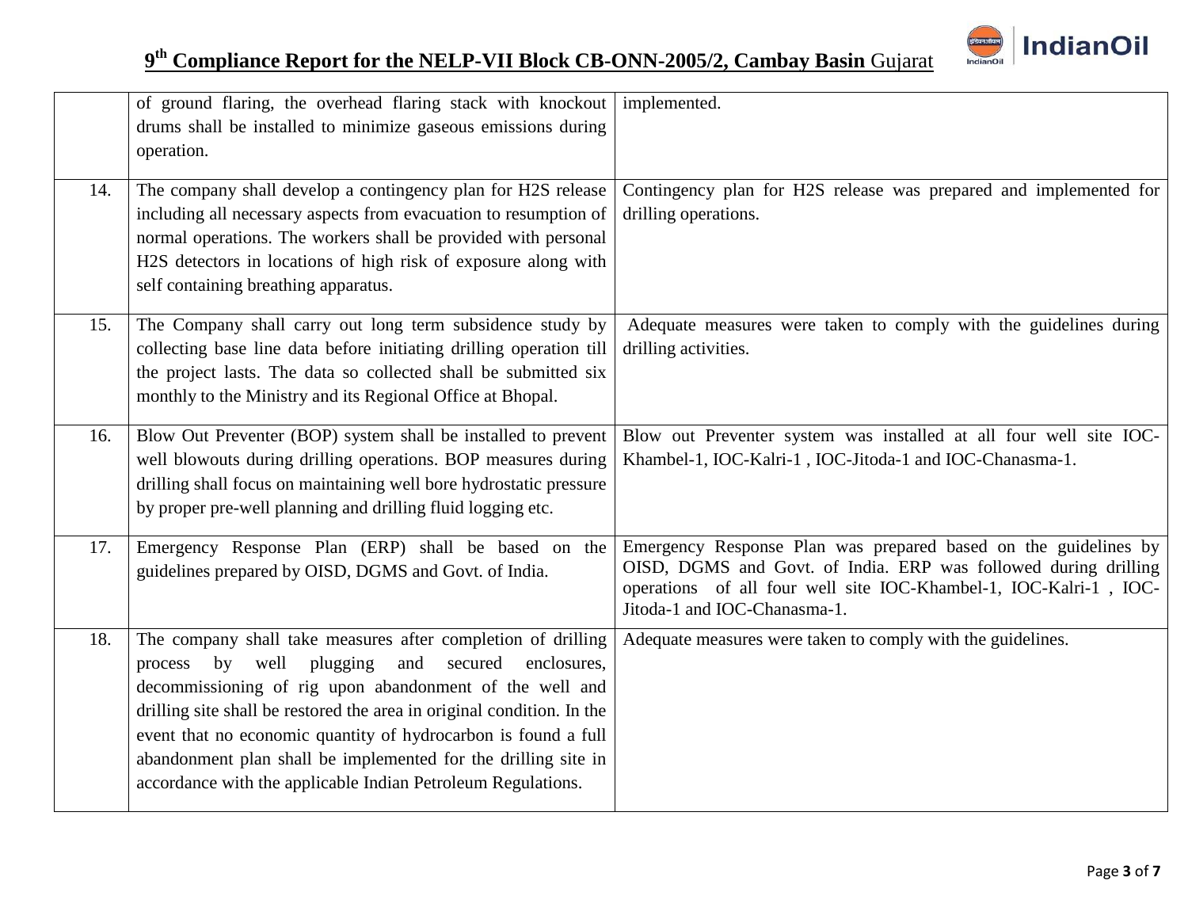| | | |
|---|---|---|
| | of ground flaring, the overhead flaring stack with knockout drums shall be installed to minimize gaseous emissions during operation. | implemented. |
| 14. | The company shall develop a contingency plan for H2S release including all necessary aspects from evacuation to resumption of normal operations. The workers shall be provided with personal H2S detectors in locations of high risk of exposure along with self containing breathing apparatus. | Contingency plan for H2S release was prepared and implemented for drilling operations. |
| 15. | The Company shall carry out long term subsidence study by collecting base line data before initiating drilling operation till the project lasts. The data so collected shall be submitted six monthly to the Ministry and its Regional Office at Bhopal. | Adequate measures were taken to comply with the guidelines during drilling activities. |
| 16. | Blow Out Preventer (BOP) system shall be installed to prevent well blowouts during drilling operations. BOP measures during drilling shall focus on maintaining well bore hydrostatic pressure by proper pre-well planning and drilling fluid logging etc. | Blow out Preventer system was installed at all four well site IOC-Khambel-1, IOC-Kalri-1 , IOC-Jitoda-1 and IOC-Chanasma-1. |
| 17. | Emergency Response Plan (ERP) shall be based on the guidelines prepared by OISD, DGMS and Govt. of India. | Emergency Response Plan was prepared based on the guidelines by OISD, DGMS and Govt. of India. ERP was followed during drilling operations of all four well site IOC-Khambel-1, IOC-Kalri-1 , IOC-Jitoda-1 and IOC-Chanasma-1. |
| 18. | The company shall take measures after completion of drilling process by well plugging and secured enclosures, decommissioning of rig upon abandonment of the well and drilling site shall be restored the area in original condition. In the event that no economic quantity of hydrocarbon is found a full abandonment plan shall be implemented for the drilling site in accordance with the applicable Indian Petroleum Regulations. | Adequate measures were taken to comply with the guidelines. |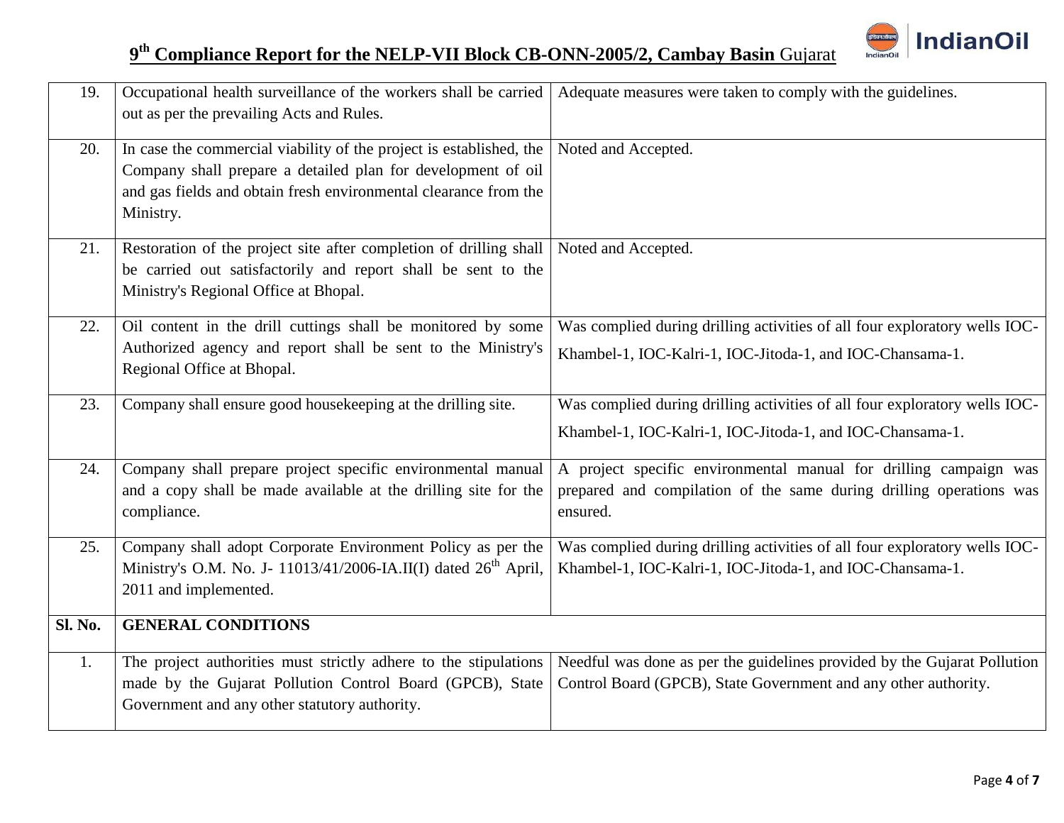| 19. | Occupational health surveillance of the workers shall be carried out as per the prevailing Acts and Rules. | Adequate measures were taken to comply with the guidelines. |
|---|---|---|
| 20. | In case the commercial viability of the project is established, the Company shall prepare a detailed plan for development of oil and gas fields and obtain fresh environmental clearance from the Ministry. | Noted and Accepted. |
| 21. | Restoration of the project site after completion of drilling shall be carried out satisfactorily and report shall be sent to the Ministry's Regional Office at Bhopal. | Noted and Accepted. |
| 22. | Oil content in the drill cuttings shall be monitored by some Authorized agency and report shall be sent to the Ministry's Regional Office at Bhopal. | Was complied during drilling activities of all four exploratory wells IOC-Khambel-1, IOC-Kalri-1, IOC-Jitoda-1, and IOC-Chansama-1. |
| 23. | Company shall ensure good housekeeping at the drilling site. | Was complied during drilling activities of all four exploratory wells IOC-Khambel-1, IOC-Kalri-1, IOC-Jitoda-1, and IOC-Chansama-1. |
| 24. | Company shall prepare project specific environmental manual and a copy shall be made available at the drilling site for the compliance. | A project specific environmental manual for drilling campaign was prepared and compilation of the same during drilling operations was ensured. |
| 25. | Company shall adopt Corporate Environment Policy as per the Ministry's O.M. No. J- 11013/41/2006-IA.II(I) dated 26th April, 2011 and implemented. | Was complied during drilling activities of all four exploratory wells IOC-Khambel-1, IOC-Kalri-1, IOC-Jitoda-1, and IOC-Chansama-1. |
| **Sl. No.** | **GENERAL CONDITIONS** | |
| 1. | The project authorities must strictly adhere to the stipulations made by the Gujarat Pollution Control Board (GPCB), State Government and any other statutory authority. | Needful was done as per the guidelines provided by the Gujarat Pollution Control Board (GPCB), State Government and any other authority. |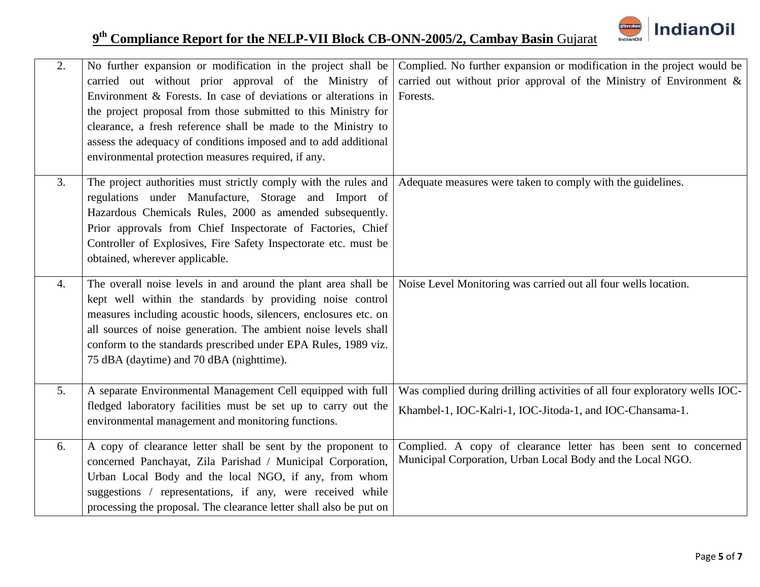| 2. | No further expansion or modification in the project shall be carried out without prior approval of the Ministry of Environment & Forests. In case of deviations or alterations in the project proposal from those submitted to this Ministry for clearance, a fresh reference shall be made to the Ministry to assess the adequacy of conditions imposed and to add additional environmental protection measures required, if any. | Complied. No further expansion or modification in the project would be carried out without prior approval of the Ministry of Environment & Forests. |
|---|---|---|
| 3. | The project authorities must strictly comply with the rules and regulations under Manufacture, Storage and Import of Hazardous Chemicals Rules, 2000 as amended subsequently. Prior approvals from Chief Inspectorate of Factories, Chief Controller of Explosives, Fire Safety Inspectorate etc. must be obtained, wherever applicable. | Adequate measures were taken to comply with the guidelines. |
| 4. | The overall noise levels in and around the plant area shall be kept well within the standards by providing noise control measures including acoustic hoods, silencers, enclosures etc. on all sources of noise generation. The ambient noise levels shall conform to the standards prescribed under EPA Rules, 1989 viz. 75 dBA (daytime) and 70 dBA (nighttime). | Noise Level Monitoring was carried out all four wells location. |
| 5. | A separate Environmental Management Cell equipped with full fledged laboratory facilities must be set up to carry out the environmental management and monitoring functions. | Was complied during drilling activities of all four exploratory wells IOC-Khambel-1, IOC-Kalri-1, IOC-Jitoda-1, and IOC-Chansama-1. |
| 6. | A copy of clearance letter shall be sent by the proponent to concerned Panchayat, Zila Parishad / Municipal Corporation, Urban Local Body and the local NGO, if any, from whom suggestions / representations, if any, were received while processing the proposal. The clearance letter shall also be put on | Complied. A copy of clearance letter has been sent to concerned Municipal Corporation, Urban Local Body and the Local NGO. |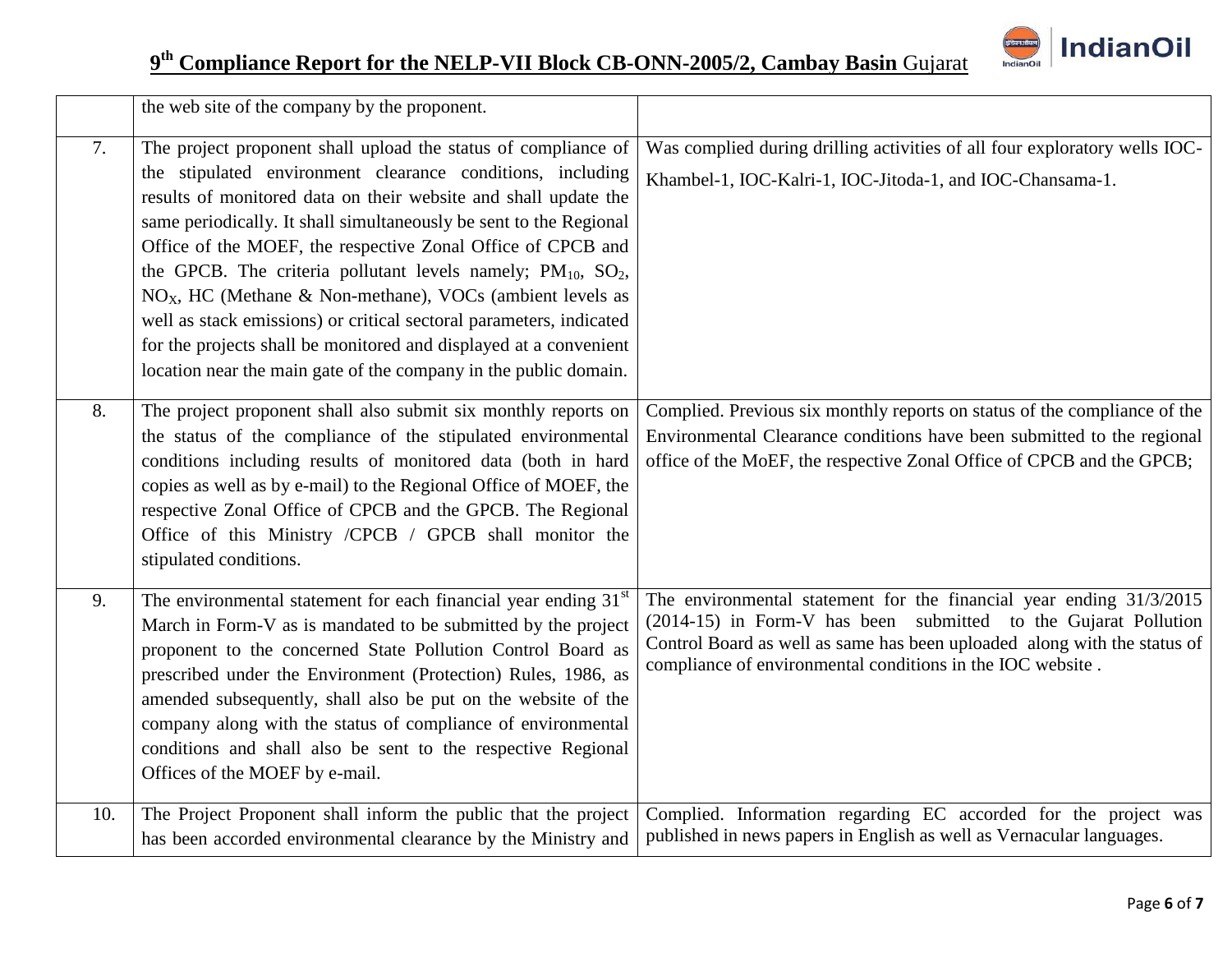| | | |
|---|---|---|
| | the web site of the company by the proponent. | |
| 7. | The project proponent shall upload the status of compliance of the stipulated environment clearance conditions, including results of monitored data on their website and shall update the same periodically. It shall simultaneously be sent to the Regional Office of the MOEF, the respective Zonal Office of CPCB and the GPCB. The criteria pollutant levels namely; $PM_{10}$, $SO_2$, $NO_X$, HC (Methane & Non-methane), VOCs (ambient levels as well as stack emissions) or critical sectoral parameters, indicated for the projects shall be monitored and displayed at a convenient location near the main gate of the company in the public domain. | Was complied during drilling activities of all four exploratory wells IOC-Khambel-1, IOC-Kalri-1, IOC-Jitoda-1, and IOC-Chansama-1. |
| 8. | The project proponent shall also submit six monthly reports on the status of the compliance of the stipulated environmental conditions including results of monitored data (both in hard copies as well as by e-mail) to the Regional Office of MOEF, the respective Zonal Office of CPCB and the GPCB. The Regional Office of this Ministry /CPCB / GPCB shall monitor the stipulated conditions. | Complied. Previous six monthly reports on status of the compliance of the Environmental Clearance conditions have been submitted to the regional office of the MoEF, the respective Zonal Office of CPCB and the GPCB; |
| 9. | The environmental statement for each financial year ending 31st March in Form-V as is mandated to be submitted by the project proponent to the concerned State Pollution Control Board as prescribed under the Environment (Protection) Rules, 1986, as amended subsequently, shall also be put on the website of the company along with the status of compliance of environmental conditions and shall also be sent to the respective Regional Offices of the MOEF by e-mail. | The environmental statement for the financial year ending 31/3/2015 (2014-15) in Form-V has been submitted to the Gujarat Pollution Control Board as well as same has been uploaded along with the status of compliance of environmental conditions in the IOC website . |
| 10. | The Project Proponent shall inform the public that the project has been accorded environmental clearance by the Ministry and | Complied. Information regarding EC accorded for the project was published in news papers in English as well as Vernacular languages. |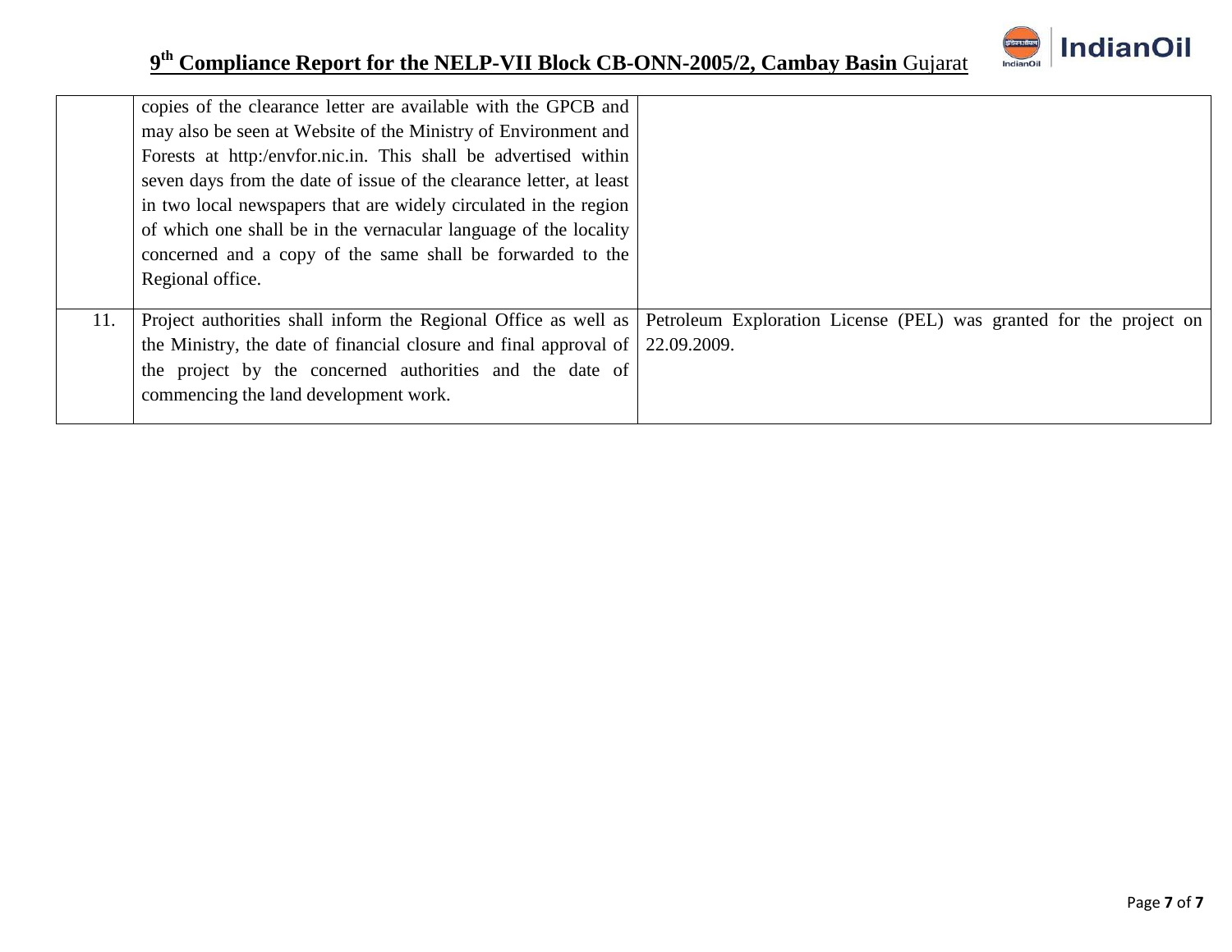| | | |
|---|---|---|
| | copies of the clearance letter are available with the GPCB and may also be seen at Website of the Ministry of Environment and Forests at http:/envfor.nic.in. This shall be advertised within seven days from the date of issue of the clearance letter, at least in two local newspapers that are widely circulated in the region of which one shall be in the vernacular language of the locality concerned and a copy of the same shall be forwarded to the Regional office. | |
| 11. | Project authorities shall inform the Regional Office as well as the Ministry, the date of financial closure and final approval of the project by the concerned authorities and the date of commencing the land development work. | Petroleum Exploration License (PEL) was granted for the project on 22.09.2009. |